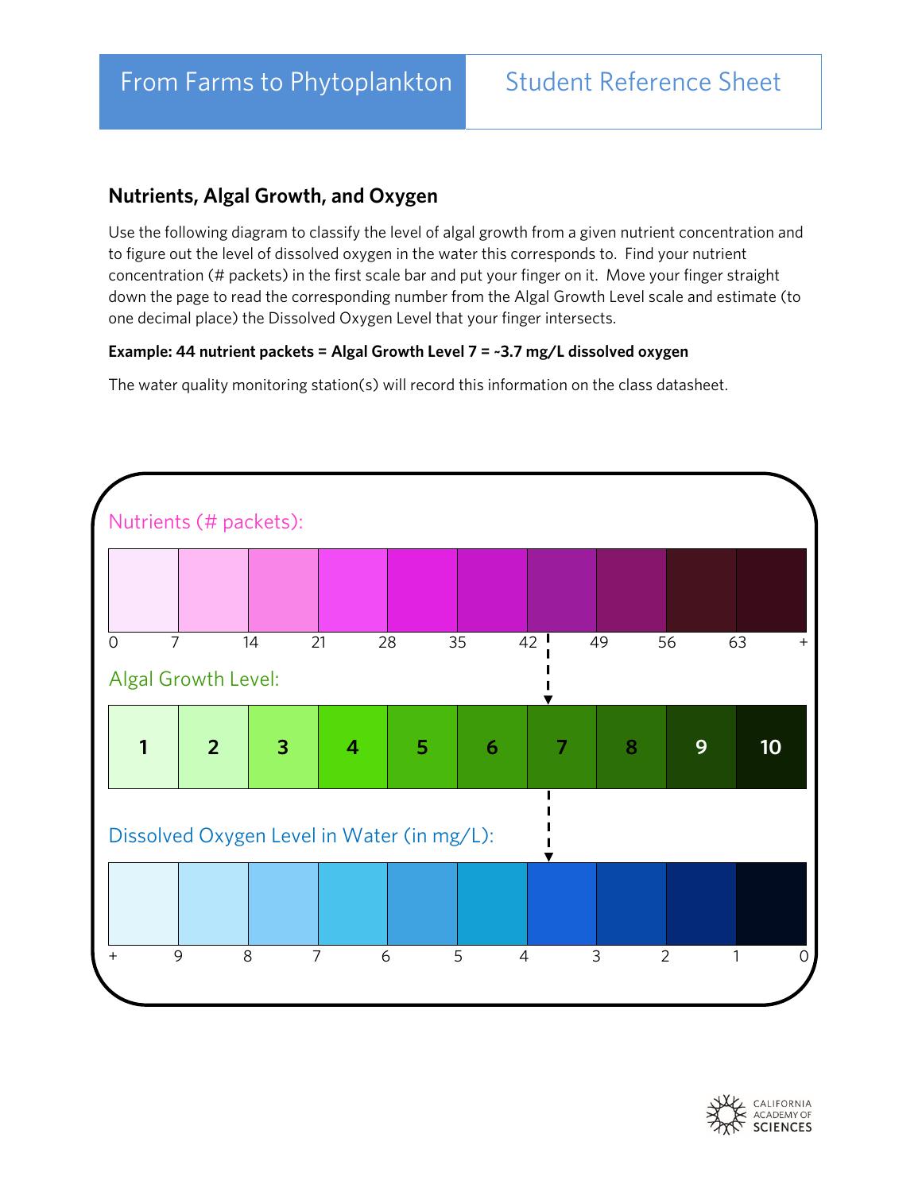# From Farms to Phytoplankton

## Student Reference Sheet

### Nutrients, Algal Growth, and Oxygen

Use the following diagram to classify the level of algal growth from a given nutrient concentration and to figure out the level of dissolved oxygen in the water this corresponds to. Find your nutrient concentration (# packets) in the first scale bar and put your finger on it. Move your finger straight down the page to read the corresponding number from the Algal Growth Level scale and estimate (to one decimal place) the Dissolved Oxygen Level that your finger intersects.

**Example: 44 nutrient packets = Algal Growth Level 7 = ~3.7 mg/L dissolved oxygen**

The water quality monitoring station(s) will record this information on the class datasheet.

Nutrients (# packets):

0 | 7 | 14 | 21 | 28 | 35 | 42 | 49 | 56 | 63 | +

Algal Growth Level:

| 1 | 2 | 3 | 4 | 5 | 6 | 7 | 8 | 9 | 10 |
|---|---|---|---|---|---|---|---|---|---|

Dissolved Oxygen Level in Water (in mg/L):

+ | 9 | 8 | 7 | 6 | 5 | 4 | 3 | 2 | 1 | 0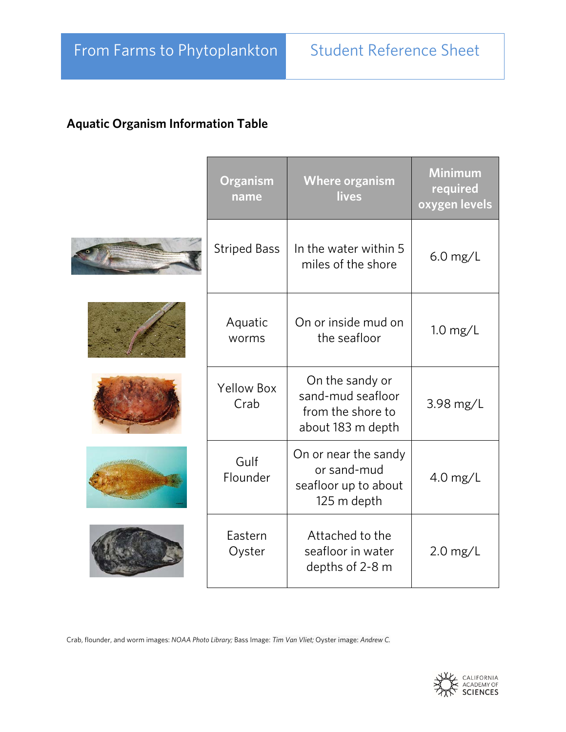From Farms to Phytoplankton — Student Reference Sheet

## Aquatic Organism Information Table

| Organism name | Where organism lives | Minimum required oxygen levels |
| --- | --- | --- |
| Striped Bass | In the water within 5 miles of the shore | 6.0 mg/L |
| Aquatic worms | On or inside mud on the seafloor | 1.0 mg/L |
| Yellow Box Crab | On the sandy or sand-mud seafloor from the shore to about 183 m depth | 3.98 mg/L |
| Gulf Flounder | On or near the sandy or sand-mud seafloor up to about 125 m depth | 4.0 mg/L |
| Eastern Oyster | Attached to the seafloor in water depths of 2-8 m | 2.0 mg/L |

Crab, flounder, and worm images: *NOAA Photo Library;* Bass Image: *Tim Van Vliet;* Oyster image: *Andrew C.*

California Academy of Sciences